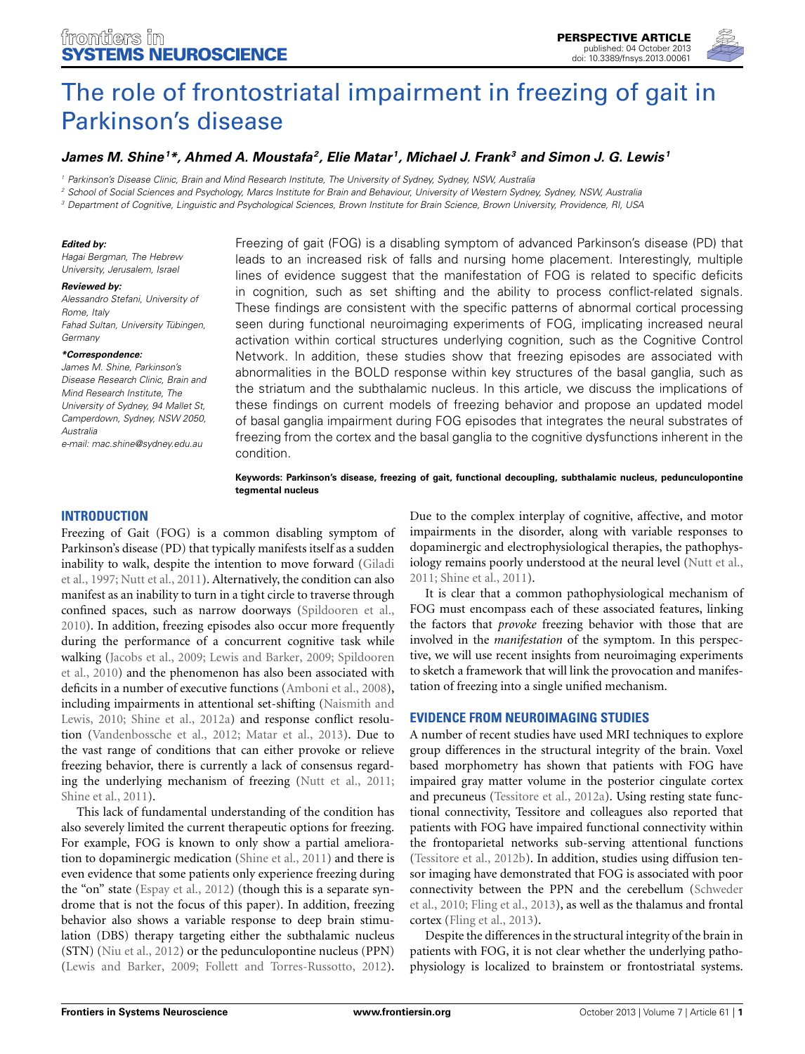PERSPECTIVE ARTICLE
published: 04 October 2013
doi: 10.3389/fnsys.2013.00061

# The role of frontostriatal impairment in freezing of gait in Parkinson's disease

***James M. Shine[1]*, Ahmed A. Moustafa[2], Elie Matar[1], Michael J. Frank[3] and Simon J. G. Lewis[1]***

[1] Parkinson's Disease Clinic, Brain and Mind Research Institute, The University of Sydney, Sydney, NSW, Australia
[2] School of Social Sciences and Psychology, Marcs Institute for Brain and Behaviour, University of Western Sydney, Sydney, NSW, Australia
[3] Department of Cognitive, Linguistic and Psychological Sciences, Brown Institute for Brain Science, Brown University, Providence, RI, USA

***Edited by:***
Hagai Bergman, The Hebrew University, Jerusalem, Israel

***Reviewed by:***
Alessandro Stefani, University of Rome, Italy
Fahad Sultan, University Tübingen, Germany

***\*Correspondence:***
James M. Shine, Parkinson's Disease Research Clinic, Brain and Mind Research Institute, The University of Sydney, 94 Mallet St, Camperdown, Sydney, NSW 2050, Australia
e-mail: mac.shine@sydney.edu.au

Freezing of gait (FOG) is a disabling symptom of advanced Parkinson's disease (PD) that leads to an increased risk of falls and nursing home placement. Interestingly, multiple lines of evidence suggest that the manifestation of FOG is related to specific deficits in cognition, such as set shifting and the ability to process conflict-related signals. These findings are consistent with the specific patterns of abnormal cortical processing seen during functional neuroimaging experiments of FOG, implicating increased neural activation within cortical structures underlying cognition, such as the Cognitive Control Network. In addition, these studies show that freezing episodes are associated with abnormalities in the BOLD response within key structures of the basal ganglia, such as the striatum and the subthalamic nucleus. In this article, we discuss the implications of these findings on current models of freezing behavior and propose an updated model of basal ganglia impairment during FOG episodes that integrates the neural substrates of freezing from the cortex and the basal ganglia to the cognitive dysfunctions inherent in the condition.

**Keywords: Parkinson's disease, freezing of gait, functional decoupling, subthalamic nucleus, pedunculopontine tegmental nucleus**

## INTRODUCTION

Freezing of Gait (FOG) is a common disabling symptom of Parkinson's disease (PD) that typically manifests itself as a sudden inability to walk, despite the intention to move forward (Giladi et al., 1997; Nutt et al., 2011). Alternatively, the condition can also manifest as an inability to turn in a tight circle to traverse through confined spaces, such as narrow doorways (Spildooren et al., 2010). In addition, freezing episodes also occur more frequently during the performance of a concurrent cognitive task while walking (Jacobs et al., 2009; Lewis and Barker, 2009; Spildooren et al., 2010) and the phenomenon has also been associated with deficits in a number of executive functions (Amboni et al., 2008), including impairments in attentional set-shifting (Naismith and Lewis, 2010; Shine et al., 2012a) and response conflict resolution (Vandenbossche et al., 2012; Matar et al., 2013). Due to the vast range of conditions that can either provoke or relieve freezing behavior, there is currently a lack of consensus regarding the underlying mechanism of freezing (Nutt et al., 2011; Shine et al., 2011).

This lack of fundamental understanding of the condition has also severely limited the current therapeutic options for freezing. For example, FOG is known to only show a partial amelioration to dopaminergic medication (Shine et al., 2011) and there is even evidence that some patients only experience freezing during the "on" state (Espay et al., 2012) (though this is a separate syndrome that is not the focus of this paper). In addition, freezing behavior also shows a variable response to deep brain stimulation (DBS) therapy targeting either the subthalamic nucleus (STN) (Niu et al., 2012) or the pedunculopontine nucleus (PPN) (Lewis and Barker, 2009; Follett and Torres-Russotto, 2012). Due to the complex interplay of cognitive, affective, and motor impairments in the disorder, along with variable responses to dopaminergic and electrophysiological therapies, the pathophysiology remains poorly understood at the neural level (Nutt et al., 2011; Shine et al., 2011).

It is clear that a common pathophysiological mechanism of FOG must encompass each of these associated features, linking the factors that *provoke* freezing behavior with those that are involved in the *manifestation* of the symptom. In this perspective, we will use recent insights from neuroimaging experiments to sketch a framework that will link the provocation and manifestation of freezing into a single unified mechanism.

## EVIDENCE FROM NEUROIMAGING STUDIES

A number of recent studies have used MRI techniques to explore group differences in the structural integrity of the brain. Voxel based morphometry has shown that patients with FOG have impaired gray matter volume in the posterior cingulate cortex and precuneus (Tessitore et al., 2012a). Using resting state functional connectivity, Tessitore and colleagues also reported that patients with FOG have impaired functional connectivity within the frontoparietal networks sub-serving attentional functions (Tessitore et al., 2012b). In addition, studies using diffusion tensor imaging have demonstrated that FOG is associated with poor connectivity between the PPN and the cerebellum (Schweder et al., 2010; Fling et al., 2013), as well as the thalamus and frontal cortex (Fling et al., 2013).

Despite the differences in the structural integrity of the brain in patients with FOG, it is not clear whether the underlying pathophysiology is localized to brainstem or frontostriatal systems.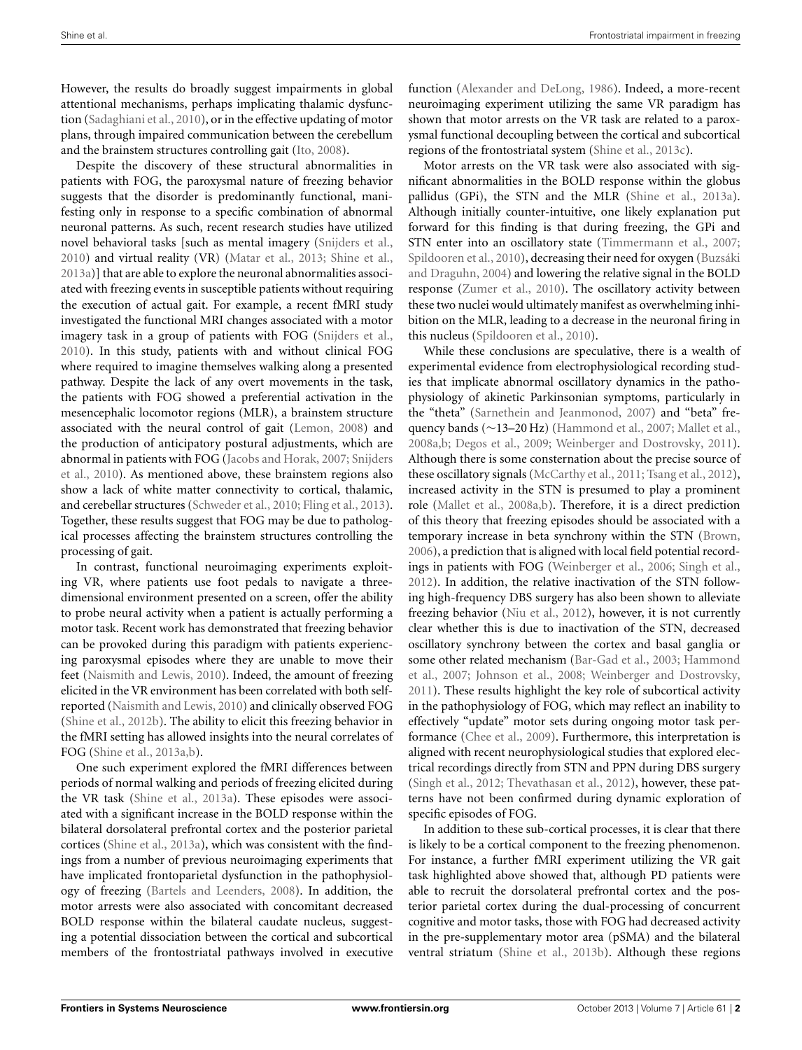However, the results do broadly suggest impairments in global attentional mechanisms, perhaps implicating thalamic dysfunction (Sadaghiani et al., 2010), or in the effective updating of motor plans, through impaired communication between the cerebellum and the brainstem structures controlling gait (Ito, 2008).

Despite the discovery of these structural abnormalities in patients with FOG, the paroxysmal nature of freezing behavior suggests that the disorder is predominantly functional, manifesting only in response to a specific combination of abnormal neuronal patterns. As such, recent research studies have utilized novel behavioral tasks [such as mental imagery (Snijders et al., 2010) and virtual reality (VR) (Matar et al., 2013; Shine et al., 2013a)] that are able to explore the neuronal abnormalities associated with freezing events in susceptible patients without requiring the execution of actual gait. For example, a recent fMRI study investigated the functional MRI changes associated with a motor imagery task in a group of patients with FOG (Snijders et al., 2010). In this study, patients with and without clinical FOG where required to imagine themselves walking along a presented pathway. Despite the lack of any overt movements in the task, the patients with FOG showed a preferential activation in the mesencephalic locomotor regions (MLR), a brainstem structure associated with the neural control of gait (Lemon, 2008) and the production of anticipatory postural adjustments, which are abnormal in patients with FOG (Jacobs and Horak, 2007; Snijders et al., 2010). As mentioned above, these brainstem regions also show a lack of white matter connectivity to cortical, thalamic, and cerebellar structures (Schweder et al., 2010; Fling et al., 2013). Together, these results suggest that FOG may be due to pathological processes affecting the brainstem structures controlling the processing of gait.

In contrast, functional neuroimaging experiments exploiting VR, where patients use foot pedals to navigate a three-dimensional environment presented on a screen, offer the ability to probe neural activity when a patient is actually performing a motor task. Recent work has demonstrated that freezing behavior can be provoked during this paradigm with patients experiencing paroxysmal episodes where they are unable to move their feet (Naismith and Lewis, 2010). Indeed, the amount of freezing elicited in the VR environment has been correlated with both self-reported (Naismith and Lewis, 2010) and clinically observed FOG (Shine et al., 2012b). The ability to elicit this freezing behavior in the fMRI setting has allowed insights into the neural correlates of FOG (Shine et al., 2013a,b).

One such experiment explored the fMRI differences between periods of normal walking and periods of freezing elicited during the VR task (Shine et al., 2013a). These episodes were associated with a significant increase in the BOLD response within the bilateral dorsolateral prefrontal cortex and the posterior parietal cortices (Shine et al., 2013a), which was consistent with the findings from a number of previous neuroimaging experiments that have implicated frontoparietal dysfunction in the pathophysiology of freezing (Bartels and Leenders, 2008). In addition, the motor arrests were also associated with concomitant decreased BOLD response within the bilateral caudate nucleus, suggesting a potential dissociation between the cortical and subcortical members of the frontostriatal pathways involved in executive function (Alexander and DeLong, 1986). Indeed, a more-recent neuroimaging experiment utilizing the same VR paradigm has shown that motor arrests on the VR task are related to a paroxysmal functional decoupling between the cortical and subcortical regions of the frontostriatal system (Shine et al., 2013c).

Motor arrests on the VR task were also associated with significant abnormalities in the BOLD response within the globus pallidus (GPi), the STN and the MLR (Shine et al., 2013a). Although initially counter-intuitive, one likely explanation put forward for this finding is that during freezing, the GPi and STN enter into an oscillatory state (Timmermann et al., 2007; Spildooren et al., 2010), decreasing their need for oxygen (Buzsáki and Draguhn, 2004) and lowering the relative signal in the BOLD response (Zumer et al., 2010). The oscillatory activity between these two nuclei would ultimately manifest as overwhelming inhibition on the MLR, leading to a decrease in the neuronal firing in this nucleus (Spildooren et al., 2010).

While these conclusions are speculative, there is a wealth of experimental evidence from electrophysiological recording studies that implicate abnormal oscillatory dynamics in the pathophysiology of akinetic Parkinsonian symptoms, particularly in the "theta" (Sarnethein and Jeanmonod, 2007) and "beta" frequency bands (~13–20 Hz) (Hammond et al., 2007; Mallet et al., 2008a,b; Degos et al., 2009; Weinberger and Dostrovsky, 2011). Although there is some consternation about the precise source of these oscillatory signals (McCarthy et al., 2011; Tsang et al., 2012), increased activity in the STN is presumed to play a prominent role (Mallet et al., 2008a,b). Therefore, it is a direct prediction of this theory that freezing episodes should be associated with a temporary increase in beta synchrony within the STN (Brown, 2006), a prediction that is aligned with local field potential recordings in patients with FOG (Weinberger et al., 2006; Singh et al., 2012). In addition, the relative inactivation of the STN following high-frequency DBS surgery has also been shown to alleviate freezing behavior (Niu et al., 2012), however, it is not currently clear whether this is due to inactivation of the STN, decreased oscillatory synchrony between the cortex and basal ganglia or some other related mechanism (Bar-Gad et al., 2003; Hammond et al., 2007; Johnson et al., 2008; Weinberger and Dostrovsky, 2011). These results highlight the key role of subcortical activity in the pathophysiology of FOG, which may reflect an inability to effectively "update" motor sets during ongoing motor task performance (Chee et al., 2009). Furthermore, this interpretation is aligned with recent neurophysiological studies that explored electrical recordings directly from STN and PPN during DBS surgery (Singh et al., 2012; Thevathasan et al., 2012), however, these patterns have not been confirmed during dynamic exploration of specific episodes of FOG.

In addition to these sub-cortical processes, it is clear that there is likely to be a cortical component to the freezing phenomenon. For instance, a further fMRI experiment utilizing the VR gait task highlighted above showed that, although PD patients were able to recruit the dorsolateral prefrontal cortex and the posterior parietal cortex during the dual-processing of concurrent cognitive and motor tasks, those with FOG had decreased activity in the pre-supplementary motor area (pSMA) and the bilateral ventral striatum (Shine et al., 2013b). Although these regions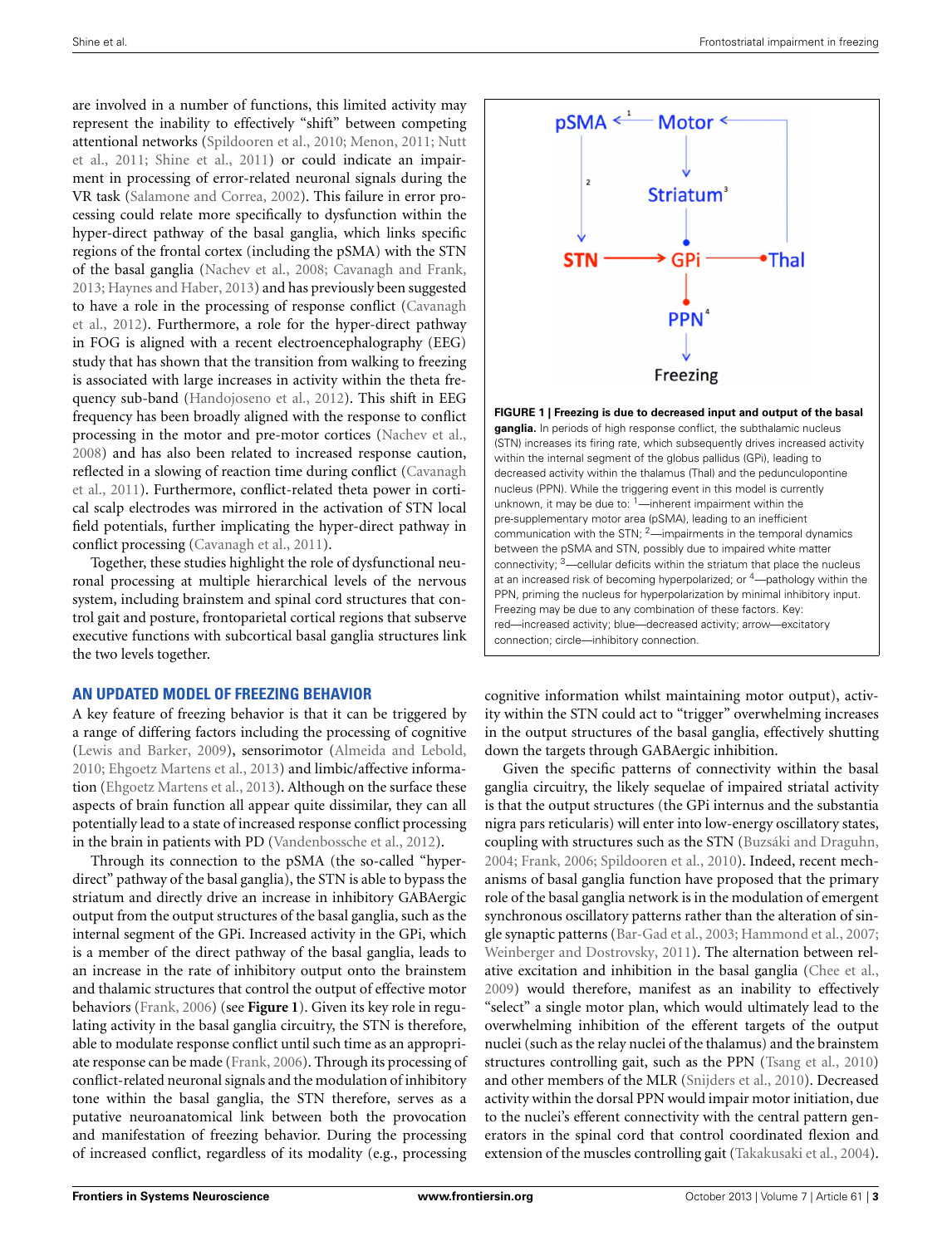are involved in a number of functions, this limited activity may represent the inability to effectively "shift" between competing attentional networks (Spildooren et al., 2010; Menon, 2011; Nutt et al., 2011; Shine et al., 2011) or could indicate an impairment in processing of error-related neuronal signals during the VR task (Salamone and Correa, 2002). This failure in error processing could relate more specifically to dysfunction within the hyper-direct pathway of the basal ganglia, which links specific regions of the frontal cortex (including the pSMA) with the STN of the basal ganglia (Nachev et al., 2008; Cavanagh and Frank, 2013; Haynes and Haber, 2013) and has previously been suggested to have a role in the processing of response conflict (Cavanagh et al., 2012). Furthermore, a role for the hyper-direct pathway in FOG is aligned with a recent electroencephalography (EEG) study that has shown that the transition from walking to freezing is associated with large increases in activity within the theta frequency sub-band (Handojoseno et al., 2012). This shift in EEG frequency has been broadly aligned with the response to conflict processing in the motor and pre-motor cortices (Nachev et al., 2008) and has also been related to increased response caution, reflected in a slowing of reaction time during conflict (Cavanagh et al., 2011). Furthermore, conflict-related theta power in cortical scalp electrodes was mirrored in the activation of STN local field potentials, further implicating the hyper-direct pathway in conflict processing (Cavanagh et al., 2011).

Together, these studies highlight the role of dysfunctional neuronal processing at multiple hierarchical levels of the nervous system, including brainstem and spinal cord structures that control gait and posture, frontoparietal cortical regions that subserve executive functions with subcortical basal ganglia structures link the two levels together.

## AN UPDATED MODEL OF FREEZING BEHAVIOR

A key feature of freezing behavior is that it can be triggered by a range of differing factors including the processing of cognitive (Lewis and Barker, 2009), sensorimotor (Almeida and Lebold, 2010; Ehgoetz Martens et al., 2013) and limbic/affective information (Ehgoetz Martens et al., 2013). Although on the surface these aspects of brain function all appear quite dissimilar, they can all potentially lead to a state of increased response conflict processing in the brain in patients with PD (Vandenbossche et al., 2012).

Through its connection to the pSMA (the so-called "hyper-direct" pathway of the basal ganglia), the STN is able to bypass the striatum and directly drive an increase in inhibitory GABAergic output from the output structures of the basal ganglia, such as the internal segment of the GPi. Increased activity in the GPi, which is a member of the direct pathway of the basal ganglia, leads to an increase in the rate of inhibitory output onto the brainstem and thalamic structures that control the output of effective motor behaviors (Frank, 2006) (see **Figure 1**). Given its key role in regulating activity in the basal ganglia circuitry, the STN is therefore, able to modulate response conflict until such time as an appropriate response can be made (Frank, 2006). Through its processing of conflict-related neuronal signals and the modulation of inhibitory tone within the basal ganglia, the STN therefore, serves as a putative neuroanatomical link between both the provocation and manifestation of freezing behavior. During the processing of increased conflict, regardless of its modality (e.g., processing cognitive information whilst maintaining motor output), activity within the STN could act to "trigger" overwhelming increases in the output structures of the basal ganglia, effectively shutting down the targets through GABAergic inhibition.

Given the specific patterns of connectivity within the basal ganglia circuitry, the likely sequelae of impaired striatal activity is that the output structures (the GPi internus and the substantia nigra pars reticularis) will enter into low-energy oscillatory states, coupling with structures such as the STN (Buzsáki and Draguhn, 2004; Frank, 2006; Spildooren et al., 2010). Indeed, recent mechanisms of basal ganglia function have proposed that the primary role of the basal ganglia network is in the modulation of emergent synchronous oscillatory patterns rather than the alteration of single synaptic patterns (Bar-Gad et al., 2003; Hammond et al., 2007; Weinberger and Dostrovsky, 2011). The alternation between relative excitation and inhibition in the basal ganglia (Chee et al., 2009) would therefore, manifest as an inability to effectively "select" a single motor plan, which would ultimately lead to the overwhelming inhibition of the efferent targets of the output nuclei (such as the relay nuclei of the thalamus) and the brainstem structures controlling gait, such as the PPN (Tsang et al., 2010) and other members of the MLR (Snijders et al., 2010). Decreased activity within the dorsal PPN would impair motor initiation, due to the nuclei's efferent connectivity with the central pattern generators in the spinal cord that control coordinated flexion and extension of the muscles controlling gait (Takakusaki et al., 2004).

**FIGURE 1 | Freezing is due to decreased input and output of the basal ganglia.** In periods of high response conflict, the subthalamic nucleus (STN) increases its firing rate, which subsequently drives increased activity within the internal segment of the globus pallidus (GPi), leading to decreased activity within the thalamus (Thal) and the pedunculopontine nucleus (PPN). While the triggering event in this model is currently unknown, it may be due to: [1]—inherent impairment within the pre-supplementary motor area (pSMA), leading to an inefficient communication with the STN; [2]—impairments in the temporal dynamics between the pSMA and STN, possibly due to impaired white matter connectivity; [3]—cellular deficits within the striatum that place the nucleus at an increased risk of becoming hyperpolarized; or [4]—pathology within the PPN, priming the nucleus for hyperpolarization by minimal inhibitory input. Freezing may be due to any combination of these factors. Key: red—increased activity; blue—decreased activity; arrow—excitatory connection; circle—inhibitory connection.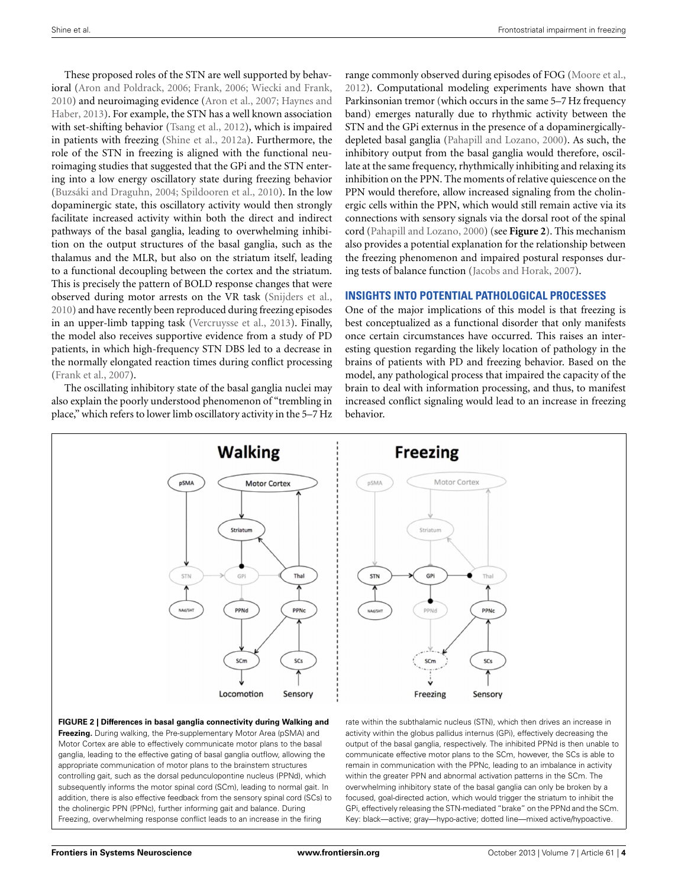These proposed roles of the STN are well supported by behavioral (Aron and Poldrack, 2006; Frank, 2006; Wiecki and Frank, 2010) and neuroimaging evidence (Aron et al., 2007; Haynes and Haber, 2013). For example, the STN has a well known association with set-shifting behavior (Tsang et al., 2012), which is impaired in patients with freezing (Shine et al., 2012a). Furthermore, the role of the STN in freezing is aligned with the functional neuroimaging studies that suggested that the GPi and the STN entering into a low energy oscillatory state during freezing behavior (Buzsáki and Draguhn, 2004; Spildooren et al., 2010). In the low dopaminergic state, this oscillatory activity would then strongly facilitate increased activity within both the direct and indirect pathways of the basal ganglia, leading to overwhelming inhibition on the output structures of the basal ganglia, such as the thalamus and the MLR, but also on the striatum itself, leading to a functional decoupling between the cortex and the striatum. This is precisely the pattern of BOLD response changes that were observed during motor arrests on the VR task (Snijders et al., 2010) and have recently been reproduced during freezing episodes in an upper-limb tapping task (Vercruysse et al., 2013). Finally, the model also receives supportive evidence from a study of PD patients, in which high-frequency STN DBS led to a decrease in the normally elongated reaction times during conflict processing (Frank et al., 2007).

The oscillating inhibitory state of the basal ganglia nuclei may also explain the poorly understood phenomenon of "trembling in place," which refers to lower limb oscillatory activity in the 5–7 Hz range commonly observed during episodes of FOG (Moore et al., 2012). Computational modeling experiments have shown that Parkinsonian tremor (which occurs in the same 5–7 Hz frequency band) emerges naturally due to rhythmic activity between the STN and the GPi externus in the presence of a dopaminergically-depleted basal ganglia (Pahapill and Lozano, 2000). As such, the inhibitory output from the basal ganglia would therefore, oscillate at the same frequency, rhythmically inhibiting and relaxing its inhibition on the PPN. The moments of relative quiescence on the PPN would therefore, allow increased signaling from the cholinergic cells within the PPN, which would still remain active via its connections with sensory signals via the dorsal root of the spinal cord (Pahapill and Lozano, 2000) (see **Figure 2**). This mechanism also provides a potential explanation for the relationship between the freezing phenomenon and impaired postural responses during tests of balance function (Jacobs and Horak, 2007).

## INSIGHTS INTO POTENTIAL PATHOLOGICAL PROCESSES

One of the major implications of this model is that freezing is best conceptualized as a functional disorder that only manifests once certain circumstances have occurred. This raises an interesting question regarding the likely location of pathology in the brains of patients with PD and freezing behavior. Based on the model, any pathological process that impaired the capacity of the brain to deal with information processing, and thus, to manifest increased conflict signaling would lead to an increase in freezing behavior.

**FIGURE 2 | Differences in basal ganglia connectivity during Walking and Freezing.** During walking, the Pre-supplementary Motor Area (pSMA) and Motor Cortex are able to effectively communicate motor plans to the basal ganglia, leading to the effective gating of basal ganglia outflow, allowing the appropriate communication of motor plans to the brainstem structures controlling gait, such as the dorsal pedunculopontine nucleus (PPNd), which subsequently informs the motor spinal cord (SCm), leading to normal gait. In addition, there is also effective feedback from the sensory spinal cord (SCs) to the cholinergic PPN (PPNc), further informing gait and balance. During Freezing, overwhelming response conflict leads to an increase in the firing rate within the subthalamic nucleus (STN), which then drives an increase in activity within the globus pallidus internus (GPi), effectively decreasing the output of the basal ganglia, respectively. The inhibited PPNd is then unable to communicate effective motor plans to the SCm, however, the SCs is able to remain in communication with the PPNc, leading to an imbalance in activity within the greater PPN and abnormal activation patterns in the SCm. The overwhelming inhibitory state of the basal ganglia can only be broken by a focused, goal-directed action, which would trigger the striatum to inhibit the GPi, effectively releasing the STN-mediated "brake" on the PPNd and the SCm. Key: black—active; gray—hypo-active; dotted line—mixed active/hypoactive.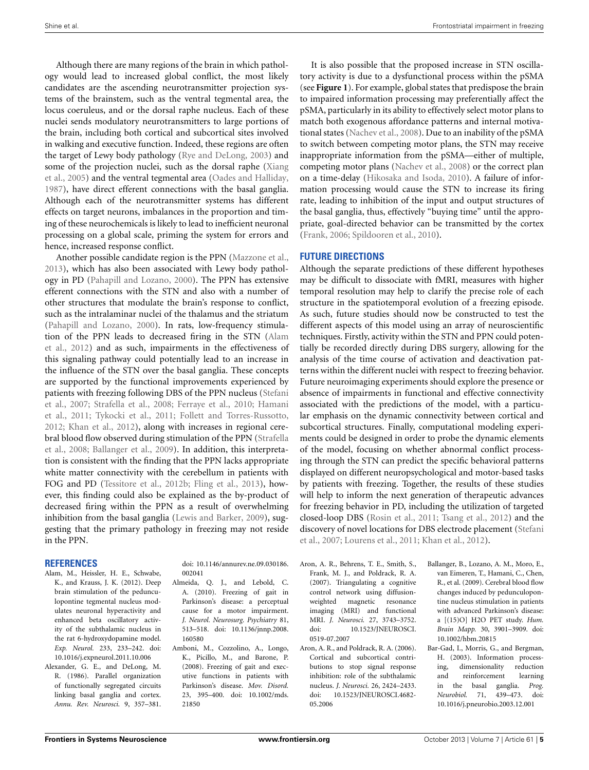Although there are many regions of the brain in which pathology would lead to increased global conflict, the most likely candidates are the ascending neurotransmitter projection systems of the brainstem, such as the ventral tegmental area, the locus coeruleus, and or the dorsal raphe nucleus. Each of these nuclei sends modulatory neurotransmitters to large portions of the brain, including both cortical and subcortical sites involved in walking and executive function. Indeed, these regions are often the target of Lewy body pathology (Rye and DeLong, 2003) and some of the projection nuclei, such as the dorsal raphe (Xiang et al., 2005) and the ventral tegmental area (Oades and Halliday, 1987), have direct efferent connections with the basal ganglia. Although each of the neurotransmitter systems has different effects on target neurons, imbalances in the proportion and timing of these neurochemicals is likely to lead to inefficient neuronal processing on a global scale, priming the system for errors and hence, increased response conflict.

Another possible candidate region is the PPN (Mazzone et al., 2013), which has also been associated with Lewy body pathology in PD (Pahapill and Lozano, 2000). The PPN has extensive efferent connections with the STN and also with a number of other structures that modulate the brain's response to conflict, such as the intralaminar nuclei of the thalamus and the striatum (Pahapill and Lozano, 2000). In rats, low-frequency stimulation of the PPN leads to decreased firing in the STN (Alam et al., 2012) and as such, impairments in the effectiveness of this signaling pathway could potentially lead to an increase in the influence of the STN over the basal ganglia. These concepts are supported by the functional improvements experienced by patients with freezing following DBS of the PPN nucleus (Stefani et al., 2007; Strafella et al., 2008; Ferraye et al., 2010; Hamani et al., 2011; Tykocki et al., 2011; Follett and Torres-Russotto, 2012; Khan et al., 2012), along with increases in regional cerebral blood flow observed during stimulation of the PPN (Strafella et al., 2008; Ballanger et al., 2009). In addition, this interpretation is consistent with the finding that the PPN lacks appropriate white matter connectivity with the cerebellum in patients with FOG and PD (Tessitore et al., 2012b; Fling et al., 2013), however, this finding could also be explained as the by-product of decreased firing within the PPN as a result of overwhelming inhibition from the basal ganglia (Lewis and Barker, 2009), suggesting that the primary pathology in freezing may not reside in the PPN.

It is also possible that the proposed increase in STN oscillatory activity is due to a dysfunctional process within the pSMA (see **Figure 1**). For example, global states that predispose the brain to impaired information processing may preferentially affect the pSMA, particularly in its ability to effectively select motor plans to match both exogenous affordance patterns and internal motivational states (Nachev et al., 2008). Due to an inability of the pSMA to switch between competing motor plans, the STN may receive inappropriate information from the pSMA—either of multiple, competing motor plans (Nachev et al., 2008) or the correct plan on a time-delay (Hikosaka and Isoda, 2010). A failure of information processing would cause the STN to increase its firing rate, leading to inhibition of the input and output structures of the basal ganglia, thus, effectively "buying time" until the appropriate, goal-directed behavior can be transmitted by the cortex (Frank, 2006; Spildooren et al., 2010).

## FUTURE DIRECTIONS

Although the separate predictions of these different hypotheses may be difficult to dissociate with fMRI, measures with higher temporal resolution may help to clarify the precise role of each structure in the spatiotemporal evolution of a freezing episode. As such, future studies should now be constructed to test the different aspects of this model using an array of neuroscientific techniques. Firstly, activity within the STN and PPN could potentially be recorded directly during DBS surgery, allowing for the analysis of the time course of activation and deactivation patterns within the different nuclei with respect to freezing behavior. Future neuroimaging experiments should explore the presence or absence of impairments in functional and effective connectivity associated with the predictions of the model, with a particular emphasis on the dynamic connectivity between cortical and subcortical structures. Finally, computational modeling experiments could be designed in order to probe the dynamic elements of the model, focusing on whether abnormal conflict processing through the STN can predict the specific behavioral patterns displayed on different neuropsychological and motor-based tasks by patients with freezing. Together, the results of these studies will help to inform the next generation of therapeutic advances for freezing behavior in PD, including the utilization of targeted closed-loop DBS (Rosin et al., 2011; Tsang et al., 2012) and the discovery of novel locations for DBS electrode placement (Stefani et al., 2007; Lourens et al., 2011; Khan et al., 2012).

## REFERENCES

Alam, M., Heissler, H. E., Schwabe, K., and Krauss, J. K. (2012). Deep brain stimulation of the pedunculopontine tegmental nucleus modulates neuronal hyperactivity and enhanced beta oscillatory activity of the subthalamic nucleus in the rat 6-hydroxydopamine model. *Exp. Neurol.* 233, 233–242. doi: 10.1016/j.expneurol.2011.10.006

Alexander, G. E., and DeLong, M. R. (1986). Parallel organization of functionally segregated circuits linking basal ganglia and cortex. *Annu. Rev. Neurosci.* 9, 357–381. doi: 10.1146/annurev.ne.09.030186.002041

Almeida, Q. J., and Lebold, C. A. (2010). Freezing of gait in Parkinson's disease: a perceptual cause for a motor impairment. *J. Neurol. Neurosurg. Psychiatry* 81, 513–518. doi: 10.1136/jnnp.2008.160580

Amboni, M., Cozzolino, A., Longo, K., Picillo, M., and Barone, P. (2008). Freezing of gait and executive functions in patients with Parkinson's disease. *Mov. Disord.* 23, 395–400. doi: 10.1002/mds.21850

Aron, A. R., Behrens, T. E., Smith, S., Frank, M. J., and Poldrack, R. A. (2007). Triangulating a cognitive control network using diffusion-weighted magnetic resonance imaging (MRI) and functional MRI. *J. Neurosci.* 27, 3743–3752. doi: 10.1523/JNEUROSCI.0519-07.2007

Aron, A. R., and Poldrack, R. A. (2006). Cortical and subcortical contributions to stop signal response inhibition: role of the subthalamic nucleus. *J. Neurosci.* 26, 2424–2433. doi: 10.1523/JNEUROSCI.4682-05.2006

Ballanger, B., Lozano, A. M., Moro, E., van Eimeren, T., Hamani, C., Chen, R., et al. (2009). Cerebral blood flow changes induced by pedunculopontine nucleus stimulation in patients with advanced Parkinson's disease: a [(15)O] H2O PET study. *Hum. Brain Mapp.* 30, 3901–3909. doi: 10.1002/hbm.20815

Bar-Gad, I., Morris, G., and Bergman, H. (2003). Information processing, dimensionality reduction and reinforcement learning in the basal ganglia. *Prog. Neurobiol.* 71, 439–473. doi: 10.1016/j.pneurobio.2003.12.001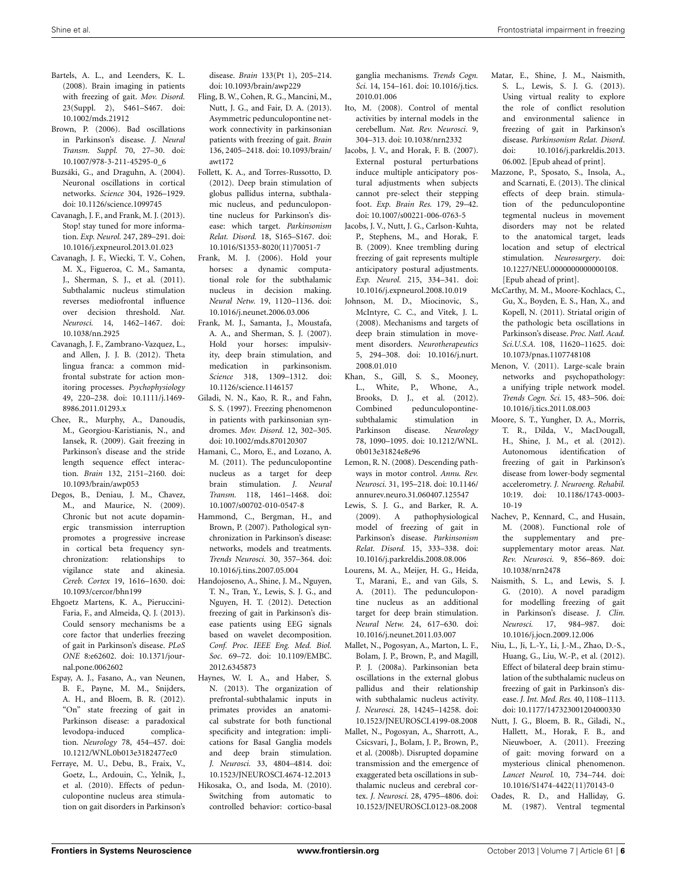Bartels, A. L., and Leenders, K. L. (2008). Brain imaging in patients with freezing of gait. *Mov. Disord.* 23(Suppl. 2), S461–S467. doi: 10.1002/mds.21912

Brown, P. (2006). Bad oscillations in Parkinson's disease. *J. Neural Transm. Suppl.* 70, 27–30. doi: 10.1007/978-3-211-45295-0_6

Buzsáki, G., and Draguhn, A. (2004). Neuronal oscillations in cortical networks. *Science* 304, 1926–1929. doi: 10.1126/science.1099745

Cavanagh, J. F., and Frank, M. J. (2013). Stop! stay tuned for more information. *Exp. Neurol.* 247, 289–291. doi: 10.1016/j.expneurol.2013.01.023

Cavanagh, J. F., Wiecki, T. V., Cohen, M. X., Figueroa, C. M., Samanta, J., Sherman, S. J., et al. (2011). Subthalamic nucleus stimulation reverses mediofrontal influence over decision threshold. *Nat. Neurosci.* 14, 1462–1467. doi: 10.1038/nn.2925

Cavanagh, J. F., Zambrano-Vazquez, L., and Allen, J. J. B. (2012). Theta lingua franca: a common midfrontal substrate for action monitoring processes. *Psychophysiology* 49, 220–238. doi: 10.1111/j.1469-8986.2011.01293.x

Chee, R., Murphy, A., Danoudis, M., Georgiou-Karistianis, N., and Iansek, R. (2009). Gait freezing in Parkinson's disease and the stride length sequence effect interaction. *Brain* 132, 2151–2160. doi: 10.1093/brain/awp053

Degos, B., Deniau, J. M., Chavez, M., and Maurice, N. (2009). Chronic but not acute dopaminergic transmission interruption promotes a progressive increase in cortical beta frequency synchronization: relationships to vigilance state and akinesia. *Cereb. Cortex* 19, 1616–1630. doi: 10.1093/cercor/bhn199

Ehgoetz Martens, K. A., Pieruccini-Faria, F., and Almeida, Q. J. (2013). Could sensory mechanisms be a core factor that underlies freezing of gait in Parkinson's disease. *PLoS ONE* 8:e62602. doi: 10.1371/journal.pone.0062602

Espay, A. J., Fasano, A., van Nuenen, B. F., Payne, M. M., Snijders, A. H., and Bloem, B. R. (2012). "On" state freezing of gait in Parkinson disease: a paradoxical levodopa-induced complication. *Neurology* 78, 454–457. doi: 10.1212/WNL.0b013e3182477ec0

Ferraye, M. U., Debu, B., Fraix, V., Goetz, L., Ardouin, C., Yelnik, J., et al. (2010). Effects of pedunculopontine nucleus area stimulation on gait disorders in Parkinson's disease. *Brain* 133(Pt 1), 205–214. doi: 10.1093/brain/awp229

Fling, B. W., Cohen, R. G., Mancini, M., Nutt, J. G., and Fair, D. A. (2013). Asymmetric pedunculopontine network connectivity in parkinsonian patients with freezing of gait. *Brain* 136, 2405–2418. doi: 10.1093/brain/awt172

Follett, K. A., and Torres-Russotto, D. (2012). Deep brain stimulation of globus pallidus interna, subthalamic nucleus, and pedunculopontine nucleus for Parkinson's disease: which target. *Parkinsonism Relat. Disord.* 18, S165–S167. doi: 10.1016/S1353-8020(11)70051-7

Frank, M. J. (2006). Hold your horses: a dynamic computational role for the subthalamic nucleus in decision making. *Neural Netw.* 19, 1120–1136. doi: 10.1016/j.neunet.2006.03.006

Frank, M. J., Samanta, J., Moustafa, A. A., and Sherman, S. J. (2007). Hold your horses: impulsivity, deep brain stimulation, and medication in parkinsonism. *Science* 318, 1309–1312. doi: 10.1126/science.1146157

Giladi, N. N., Kao, R. R., and Fahn, S. S. (1997). Freezing phenomenon in patients with parkinsonian syndromes. *Mov. Disord.* 12, 302–305. doi: 10.1002/mds.870120307

Hamani, C., Moro, E., and Lozano, A. M. (2011). The pedunculopontine nucleus as a target for deep brain stimulation. *J. Neural Transm.* 118, 1461–1468. doi: 10.1007/s00702-010-0547-8

Hammond, C., Bergman, H., and Brown, P. (2007). Pathological synchronization in Parkinson's disease: networks, models and treatments. *Trends Neurosci.* 30, 357–364. doi: 10.1016/j.tins.2007.05.004

Handojoseno, A., Shine, J. M., Nguyen, T. N., Tran, Y., Lewis, S. J. G., and Nguyen, H. T. (2012). Detection freezing of gait in Parkinson's disease patients using EEG signals based on wavelet decomposition. *Conf. Proc. IEEE Eng. Med. Biol. Soc.* 69–72. doi: 10.1109/EMBC.2012.6345873

Haynes, W. I. A., and Haber, S. N. (2013). The organization of prefrontal-subthalamic inputs in primates provides an anatomical substrate for both functional specificity and integration: implications for Basal Ganglia models and deep brain stimulation. *J. Neurosci.* 33, 4804–4814. doi: 10.1523/JNEUROSCI.4674-12.2013

Hikosaka, O., and Isoda, M. (2010). Switching from automatic to controlled behavior: cortico-basal ganglia mechanisms. *Trends Cogn. Sci.* 14, 154–161. doi: 10.1016/j.tics.2010.01.006

Ito, M. (2008). Control of mental activities by internal models in the cerebellum. *Nat. Rev. Neurosci.* 9, 304–313. doi: 10.1038/nrn2332

Jacobs, J. V., and Horak, F. B. (2007). External postural perturbations induce multiple anticipatory postural adjustments when subjects cannot pre-select their stepping foot. *Exp. Brain Res.* 179, 29–42. doi: 10.1007/s00221-006-0763-5

Jacobs, J. V., Nutt, J. G., Carlson-Kuhta, P., Stephens, M., and Horak, F. B. (2009). Knee trembling during freezing of gait represents multiple anticipatory postural adjustments. *Exp. Neurol.* 215, 334–341. doi: 10.1016/j.expneurol.2008.10.019

Johnson, M. D., Miocinovic, S., McIntyre, C. C., and Vitek, J. L. (2008). Mechanisms and targets of deep brain stimulation in movement disorders. *Neurotherapeutics* 5, 294–308. doi: 10.1016/j.nurt.2008.01.010

Khan, S., Gill, S. S., Mooney, L., White, P., Whone, A., Brooks, D. J., et al. (2012). Combined pedunculopontine-subthalamic stimulation in Parkinson disease. *Neurology* 78, 1090–1095. doi: 10.1212/WNL.0b013e31824e8e96

Lemon, R. N. (2008). Descending pathways in motor control. *Annu. Rev. Neurosci.* 31, 195–218. doi: 10.1146/annurev.neuro.31.060407.125547

Lewis, S. J. G., and Barker, R. A. (2009). A pathophysiological model of freezing of gait in Parkinson's disease. *Parkinsonism Relat. Disord.* 15, 333–338. doi: 10.1016/j.parkreldis.2008.08.006

Lourens, M. A., Meijer, H. G., Heida, T., Marani, E., and van Gils, S. A. (2011). The pedunculopontine nucleus as an additional target for deep brain stimulation. *Neural Netw.* 24, 617–630. doi: 10.1016/j.neunet.2011.03.007

Mallet, N., Pogosyan, A., Marton, L. F., Bolam, J. P., Brown, P., and Magill, P. J. (2008a). Parkinsonian beta oscillations in the external globus pallidus and their relationship with subthalamic nucleus activity. *J. Neurosci.* 28, 14245–14258. doi: 10.1523/JNEUROSCI.4199-08.2008

Mallet, N., Pogosyan, A., Sharrott, A., Csicsvari, J., Bolam, J. P., Brown, P., et al. (2008b). Disrupted dopamine transmission and the emergence of exaggerated beta oscillations in subthalamic nucleus and cerebral cortex. *J. Neurosci.* 28, 4795–4806. doi: 10.1523/JNEUROSCI.0123-08.2008

Matar, E., Shine, J. M., Naismith, S. L., Lewis, S. J. G. (2013). Using virtual reality to explore the role of conflict resolution and environmental salience in freezing of gait in Parkinson's disease. *Parkinsonism Relat. Disord.* doi: 10.1016/j.parkreldis.2013.06.002. [Epub ahead of print].

Mazzone, P., Sposato, S., Insola, A., and Scarnati, E. (2013). The clinical effects of deep brain. stimulation of the pedunculopontine tegmental nucleus in movement disorders may not be related to the anatomical target, leads location and setup of electrical stimulation. *Neurosurgery*. doi: 10.1227/NEU.0000000000000108. [Epub ahead of print].

McCarthy, M. M., Moore-Kochlacs, C., Gu, X., Boyden, E. S., Han, X., and Kopell, N. (2011). Striatal origin of the pathologic beta oscillations in Parkinson's disease. *Proc. Natl. Acad. Sci.U.S.A.* 108, 11620–11625. doi: 10.1073/pnas.1107748108

Menon, V. (2011). Large-scale brain networks and psychopathology: a unifying triple network model. *Trends Cogn. Sci.* 15, 483–506. doi: 10.1016/j.tics.2011.08.003

Moore, S. T., Yungher, D. A., Morris, T. R., Dilda, V., MacDougall, H., Shine, J. M., et al. (2012). Autonomous identification of freezing of gait in Parkinson's disease from lower-body segmental accelerometry. *J. Neuroeng. Rehabil.* 10:19. doi: 10.1186/1743-0003-10-19

Nachev, P., Kennard, C., and Husain, M. (2008). Functional role of the supplementary and pre-supplementary motor areas. *Nat. Rev. Neurosci.* 9, 856–869. doi: 10.1038/nrn2478

Naismith, S. L., and Lewis, S. J. G. (2010). A novel paradigm for modelling freezing of gait in Parkinson's disease. *J. Clin. Neurosci.* 17, 984–987. doi: 10.1016/j.jocn.2009.12.006

Niu, L., Ji, L.-Y., Li, J.-M., Zhao, D.-S., Huang, G., Liu, W.-P., et al. (2012). Effect of bilateral deep brain stimulation of the subthalamic nucleus on freezing of gait in Parkinson's disease. *J. Int. Med. Res.* 40, 1108–1113. doi: 10.1177/147323001204000330

Nutt, J. G., Bloem, B. R., Giladi, N., Hallett, M., Horak, F. B., and Nieuwboer, A. (2011). Freezing of gait: moving forward on a mysterious clinical phenomenon. *Lancet Neurol.* 10, 734–744. doi: 10.1016/S1474-4422(11)70143-0

Oades, R. D., and Halliday, G. M. (1987). Ventral tegmental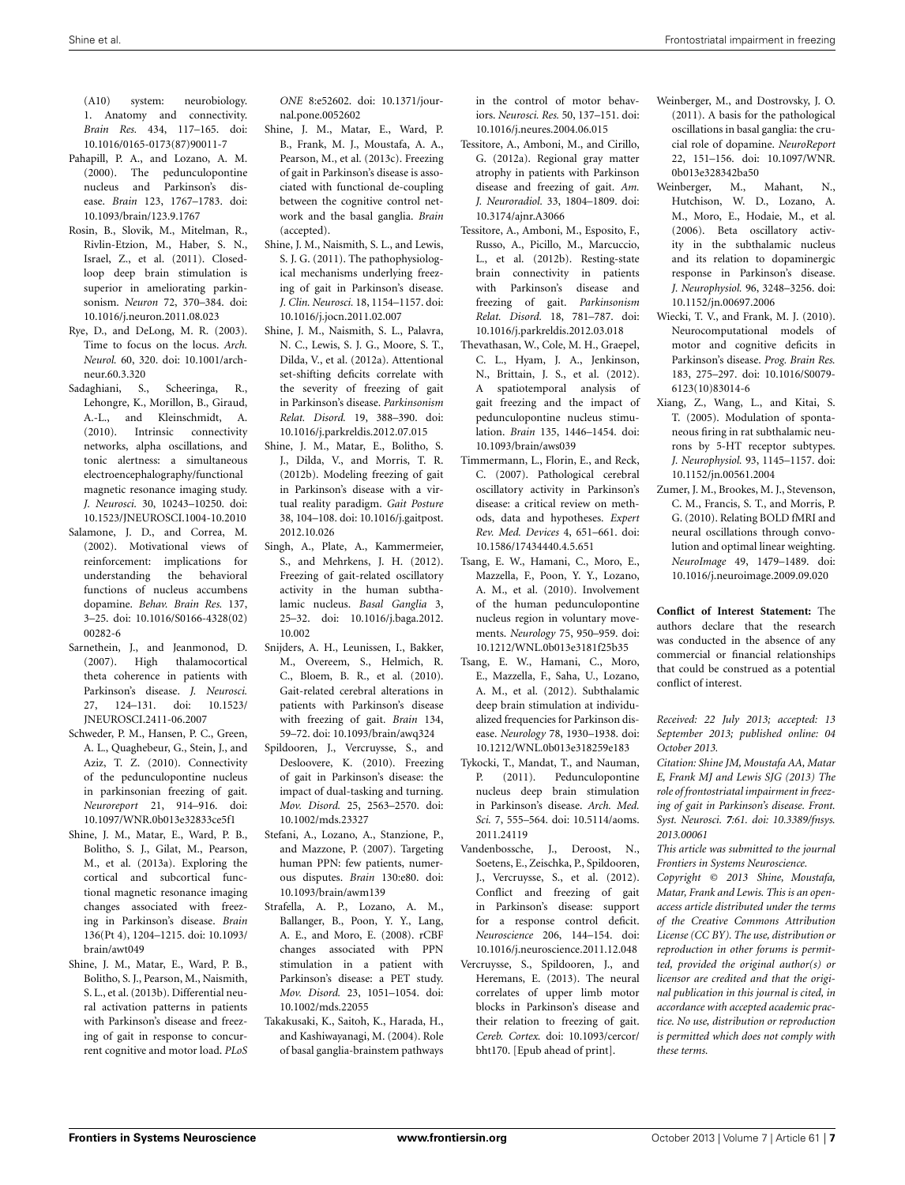(A10) system: neurobiology. 1. Anatomy and connectivity. *Brain Res.* 434, 117–165. doi: 10.1016/0165-0173(87)90011-7

Pahapill, P. A., and Lozano, A. M. (2000). The pedunculopontine nucleus and Parkinson's disease. *Brain* 123, 1767–1783. doi: 10.1093/brain/123.9.1767

Rosin, B., Slovik, M., Mitelman, R., Rivlin-Etzion, M., Haber, S. N., Israel, Z., et al. (2011). Closed-loop deep brain stimulation is superior in ameliorating parkinsonism. *Neuron* 72, 370–384. doi: 10.1016/j.neuron.2011.08.023

Rye, D., and DeLong, M. R. (2003). Time to focus on the locus. *Arch. Neurol.* 60, 320. doi: 10.1001/archneur.60.3.320

Sadaghiani, S., Scheeringa, R., Lehongre, K., Morillon, B., Giraud, A.-L., and Kleinschmidt, A. (2010). Intrinsic connectivity networks, alpha oscillations, and tonic alertness: a simultaneous electroencephalography/functional magnetic resonance imaging study. *J. Neurosci.* 30, 10243–10250. doi: 10.1523/JNEUROSCI.1004-10.2010

Salamone, J. D., and Correa, M. (2002). Motivational views of reinforcement: implications for understanding the behavioral functions of nucleus accumbens dopamine. *Behav. Brain Res.* 137, 3–25. doi: 10.1016/S0166-4328(02)00282-6

Sarnethein, J., and Jeanmonod, D. (2007). High thalamocortical theta coherence in patients with Parkinson's disease. *J. Neurosci.* 27, 124–131. doi: 10.1523/JNEUROSCI.2411-06.2007

Schweder, P. M., Hansen, P. C., Green, A. L., Quaghebeur, G., Stein, J., and Aziz, T. Z. (2010). Connectivity of the pedunculopontine nucleus in parkinsonian freezing of gait. *Neuroreport* 21, 914–916. doi: 10.1097/WNR.0b013e32833ce5f1

Shine, J. M., Matar, E., Ward, P. B., Bolitho, S. J., Gilat, M., Pearson, M., et al. (2013a). Exploring the cortical and subcortical functional magnetic resonance imaging changes associated with freezing in Parkinson's disease. *Brain* 136(Pt 4), 1204–1215. doi: 10.1093/brain/awt049

Shine, J. M., Matar, E., Ward, P. B., Bolitho, S. J., Pearson, M., Naismith, S. L., et al. (2013b). Differential neural activation patterns in patients with Parkinson's disease and freezing of gait in response to concurrent cognitive and motor load. *PLoS ONE* 8:e52602. doi: 10.1371/journal.pone.0052602

Shine, J. M., Matar, E., Ward, P. B., Frank, M. J., Moustafa, A. A., Pearson, M., et al. (2013c). Freezing of gait in Parkinson's disease is associated with functional de-coupling between the cognitive control network and the basal ganglia. *Brain* (accepted).

Shine, J. M., Naismith, S. L., and Lewis, S. J. G. (2011). The pathophysiological mechanisms underlying freezing of gait in Parkinson's disease. *J. Clin. Neurosci.* 18, 1154–1157. doi: 10.1016/j.jocn.2011.02.007

Shine, J. M., Naismith, S. L., Palavra, N. C., Lewis, S. J. G., Moore, S. T., Dilda, V., et al. (2012a). Attentional set-shifting deficits correlate with the severity of freezing of gait in Parkinson's disease. *Parkinsonism Relat. Disord.* 19, 388–390. doi: 10.1016/j.parkreldis.2012.07.015

Shine, J. M., Matar, E., Bolitho, S. J., Dilda, V., and Morris, T. R. (2012b). Modeling freezing of gait in Parkinson's disease with a virtual reality paradigm. *Gait Posture* 38, 104–108. doi: 10.1016/j.gaitpost.2012.10.026

Singh, A., Plate, A., Kammermeier, S., and Mehrkens, J. H. (2012). Freezing of gait-related oscillatory activity in the human subthalamic nucleus. *Basal Ganglia* 3, 25–32. doi: 10.1016/j.baga.2012.10.002

Snijders, A. H., Leunissen, I., Bakker, M., Overeem, S., Helmich, R. C., Bloem, B. R., et al. (2010). Gait-related cerebral alterations in patients with Parkinson's disease with freezing of gait. *Brain* 134, 59–72. doi: 10.1093/brain/awq324

Spildooren, J., Vercruysse, S., and Desloovere, K. (2010). Freezing of gait in Parkinson's disease: the impact of dual-tasking and turning. *Mov. Disord.* 25, 2563–2570. doi: 10.1002/mds.23327

Stefani, A., Lozano, A., Stanzione, P., and Mazzone, P. (2007). Targeting human PPN: few patients, numerous disputes. *Brain* 130:e80. doi: 10.1093/brain/awm139

Strafella, A. P., Lozano, A. M., Ballanger, B., Poon, Y. Y., Lang, A. E., and Moro, E. (2008). rCBF changes associated with PPN stimulation in a patient with Parkinson's disease: a PET study. *Mov. Disord.* 23, 1051–1054. doi: 10.1002/mds.22055

Takakusaki, K., Saitoh, K., Harada, H., and Kashiwayanagi, M. (2004). Role of basal ganglia-brainstem pathways in the control of motor behaviors. *Neurosci. Res.* 50, 137–151. doi: 10.1016/j.neures.2004.06.015

Tessitore, A., Amboni, M., and Cirillo, G. (2012a). Regional gray matter atrophy in patients with Parkinson disease and freezing of gait. *Am. J. Neuroradiol.* 33, 1804–1809. doi: 10.3174/ajnr.A3066

Tessitore, A., Amboni, M., Esposito, F., Russo, A., Picillo, M., Marcuccio, L., et al. (2012b). Resting-state brain connectivity in patients with Parkinson's disease and freezing of gait. *Parkinsonism Relat. Disord.* 18, 781–787. doi: 10.1016/j.parkreldis.2012.03.018

Thevathasan, W., Cole, M. H., Graepel, C. L., Hyam, J. A., Jenkinson, N., Brittain, J. S., et al. (2012). A spatiotemporal analysis of gait freezing and the impact of pedunculopontine nucleus stimulation. *Brain* 135, 1446–1454. doi: 10.1093/brain/aws039

Timmermann, L., Florin, E., and Reck, C. (2007). Pathological cerebral oscillatory activity in Parkinson's disease: a critical review on methods, data and hypotheses. *Expert Rev. Med. Devices* 4, 651–661. doi: 10.1586/17434440.4.5.651

Tsang, E. W., Hamani, C., Moro, E., Mazzella, F., Poon, Y. Y., Lozano, A. M., et al. (2010). Involvement of the human pedunculopontine nucleus region in voluntary movements. *Neurology* 75, 950–959. doi: 10.1212/WNL.0b013e3181f25b35

Tsang, E. W., Hamani, C., Moro, E., Mazzella, F., Saha, U., Lozano, A. M., et al. (2012). Subthalamic deep brain stimulation at individualized frequencies for Parkinson disease. *Neurology* 78, 1930–1938. doi: 10.1212/WNL.0b013e318259e183

Tykocki, T., Mandat, T., and Nauman, P. (2011). Pedunculopontine nucleus deep brain stimulation in Parkinson's disease. *Arch. Med. Sci.* 7, 555–564. doi: 10.5114/aoms.2011.24119

Vandenbossche, J., Deroost, N., Soetens, E., Zeischka, P., Spildooren, J., Vercruysse, S., et al. (2012). Conflict and freezing of gait in Parkinson's disease: support for a response control deficit. *Neuroscience* 206, 144–154. doi: 10.1016/j.neuroscience.2011.12.048

Vercruysse, S., Spildooren, J., and Heremans, E. (2013). The neural correlates of upper limb motor blocks in Parkinson's disease and their relation to freezing of gait. *Cereb. Cortex.* doi: 10.1093/cercor/bht170. [Epub ahead of print].

Weinberger, M., and Dostrovsky, J. O. (2011). A basis for the pathological oscillations in basal ganglia: the crucial role of dopamine. *NeuroReport* 22, 151–156. doi: 10.1097/WNR.0b013e328342ba50

Weinberger, M., Mahant, N., Hutchison, W. D., Lozano, A. M., Moro, E., Hodaie, M., et al. (2006). Beta oscillatory activity in the subthalamic nucleus and its relation to dopaminergic response in Parkinson's disease. *J. Neurophysiol.* 96, 3248–3256. doi: 10.1152/jn.00697.2006

Wiecki, T. V., and Frank, M. J. (2010). Neurocomputational models of motor and cognitive deficits in Parkinson's disease. *Prog. Brain Res.* 183, 275–297. doi: 10.1016/S0079-6123(10)83014-6

Xiang, Z., Wang, L., and Kitai, S. T. (2005). Modulation of spontaneous firing in rat subthalamic neurons by 5-HT receptor subtypes. *J. Neurophysiol.* 93, 1145–1157. doi: 10.1152/jn.00561.2004

Zumer, J. M., Brookes, M. J., Stevenson, C. M., Francis, S. T., and Morris, P. G. (2010). Relating BOLD fMRI and neural oscillations through convolution and optimal linear weighting. *NeuroImage* 49, 1479–1489. doi: 10.1016/j.neuroimage.2009.09.020

**Conflict of Interest Statement:** The authors declare that the research was conducted in the absence of any commercial or financial relationships that could be construed as a potential conflict of interest.

*Received: 22 July 2013; accepted: 13 September 2013; published online: 04 October 2013.*

*Citation: Shine JM, Moustafa AA, Matar E, Frank MJ and Lewis SJG (2013) The role of frontostriatal impairment in freezing of gait in Parkinson's disease. Front. Syst. Neurosci.* **7***:61. doi: 10.3389/fnsys.2013.00061*

*This article was submitted to the journal Frontiers in Systems Neuroscience.*

*Copyright © 2013 Shine, Moustafa, Matar, Frank and Lewis. This is an open-access article distributed under the terms of the Creative Commons Attribution License (CC BY). The use, distribution or reproduction in other forums is permitted, provided the original author(s) or licensor are credited and that the original publication in this journal is cited, in accordance with accepted academic practice. No use, distribution or reproduction is permitted which does not comply with these terms.*